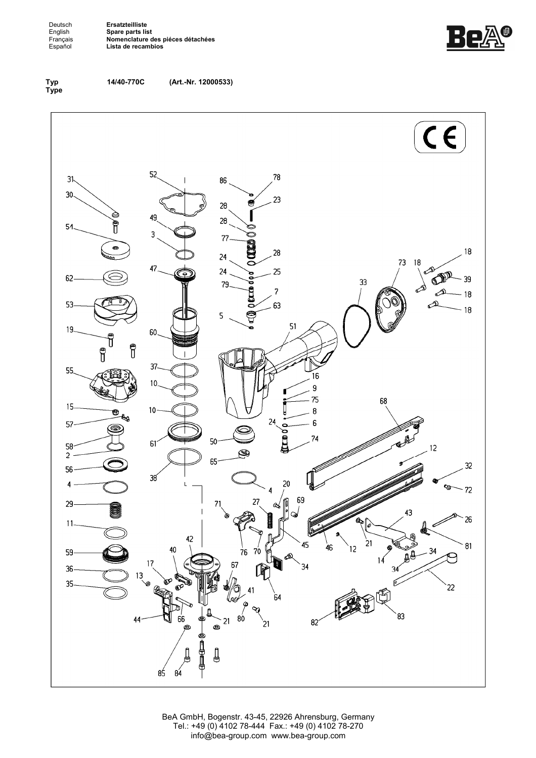| | |
|---|---|
| Deutsch | **Ersatzteilliste** |
| English | **Spare parts list** |
| Français | **Nomenclature des piéces détachées** |
| Español | **Lista de recambios** |

**Typ** **Type** **14/40-770C** **(Art.-Nr. 12000533)**

BeA GmbH, Bogenstr. 43-45, 22926 Ahrensburg, Germany
Tel.: +49 (0) 4102 78-444 Fax.: +49 (0) 4102 78-270
info@bea-group.com www.bea-group.com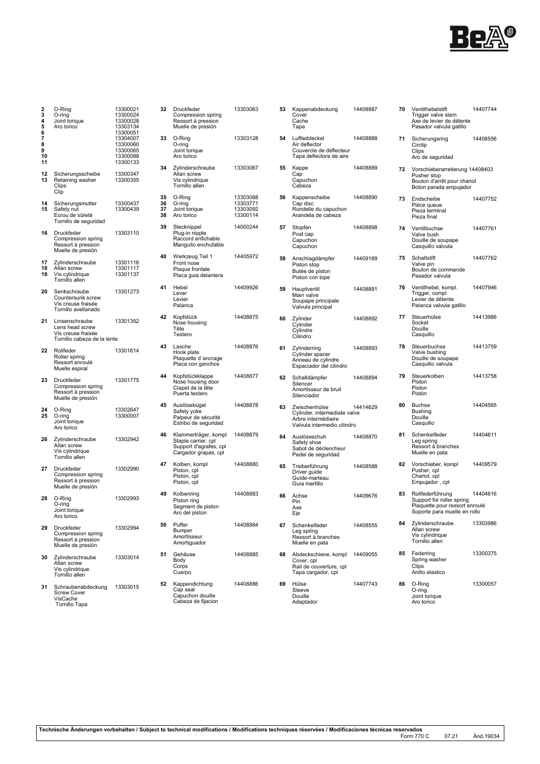| Pos. | Description | Part No. |
|---|---|---|
| 2 | O-Ring | 13300021 |
| 3 | O-ring | 13300024 |
| 4 | Joint torique | 13300028 |
| 5 | Aro torico | 13303134 |
| 6 | | 13300051 |
| 7 | | 13304007 |
| 8 | | 13300060 |
| 9 | | 13300065 |
| 10 | | 13300088 |
| 11 | | 13300133 |
| 12 | Sicherungsscheibe | 13300347 |
| 13 | Retaining washer<br>Clips<br>Clip | 13300355 |
| 14 | Sicherungsmutter | 13300437 |
| 15 | Safety nut<br>Ecrou de sûreté<br>Tornillo de seguridad | 13300439 |
| 16 | Druckfeder<br>Compression spring<br>Ressort à pression<br>Muelle de presión | 13303110 |
| 17 | Zylinderschraube | 13301116 |
| 18 | Allan screw | 13301117 |
| 19 | Vis cylindrique<br>Tornillo allen | 13301137 |
| 20 | Senkschraube<br>Countersunk screw<br>Vis creuse fraisée<br>Tornillo avellanado | 13301273 |
| 21 | Linsenschraube<br>Lens head screw<br>Vis creuse fraisée<br>Tornillo cabeza de la lente | 13301352 |
| 22 | Rollfeder<br>Roller spring<br>Ressort enroulé<br>Muelle espiral | 13301614 |
| 23 | Druckfeder<br>Compression spring<br>Ressort à pression<br>Muelle de presión | 13301775 |
| 24 | O-Ring | 13302647 |
| 25 | O-ring<br>Joint torique<br>Aro torico | 13300007 |
| 26 | Zylinderschraube<br>Allan screw<br>Vis cylindrique<br>Tornillo allen | 13302942 |
| 27 | Druckfeder<br>Compression spring<br>Ressort à pression<br>Muelle de presión | 13302990 |
| 28 | O-Ring<br>O-ring<br>Joint torique<br>Aro torico | 13302993 |
| 29 | Druckfeder<br>Compression spring<br>Ressort à pression<br>Muelle de presión | 13302994 |
| 30 | Zylinderschraube<br>Allan screw<br>Vis cylindrique<br>Tornillo allen | 13303014 |
| 31 | Schraubenabdeckung<br>Screw Cover<br>VisCache<br>Tornillo Tapa | 13303015 |
| 32 | Druckfeder<br>Compression spring<br>Ressort à pression<br>Muelle de presión | 13303063 |
| 33 | O-Ring<br>O-ring<br>Joint torique<br>Aro torico | 13303128 |
| 34 | Zylinderschraube<br>Allan screw<br>Vis cylindrique<br>Tornillo allen | 13303067 |
| 35 | O-Ring | 13303088 |
| 36 | O-ring | 13303771 |
| 37 | Joint torique | 13303092 |
| 38 | Aro torico | 13300114 |
| 39 | Stecknippel<br>Plug-in nipple<br>Raccord enfichable<br>Manguito enchufable | 14000244 |
| 40 | Werkzeug Teil 1<br>Front nose<br>Plaque frontale<br>Placa guia delantera | 14405972 |
| 41 | Hebel<br>Lever<br>Levier<br>Palanca | 14409926 |
| 42 | Kopfstück<br>Nose housing<br>Tête<br>Testero | 14408875 |
| 43 | Lasche<br>Hook plate<br>Plaquette d`ancrage<br>Placa con ganchos | 14408876 |
| 44 | Kopfstückklappe<br>Nose housing door<br>Clapet de la tête<br>Puerta testero | 14408877 |
| 45 | Auslösebügel<br>Safety yoke<br>Palpeur de sécurité<br>Estribo de seguridad | 14408878 |
| 46 | Klammerträger, kompl<br>Staple carrier, cpl<br>Support d'agrafes, cpl<br>Cargador grapas, cpl | 14408879 |
| 47 | Kolben, kompl<br>Piston, cpl<br>Piston, cpl<br>Piston, cpl | 14408880 |
| 49 | Kolbenring<br>Piston ring<br>Segment de piston<br>Aro del piston | 14408883 |
| 50 | Puffer<br>Bumper<br>Amortisseur<br>Amortiguador | 14408884 |
| 51 | Gehäuse<br>Body<br>Corps<br>Cuerpo | 14408885 |
| 52 | Kappendichtung<br>Cap seal<br>Capuchon douille<br>Cabeza de fijacion | 14408886 |
| 53 | Kappenabdeckung<br>Cover<br>Cache<br>Tapa | 14408887 |
| 54 | Luftleitdeckel<br>Air deflector<br>Couvercle de déflecteur<br>Tapa deflectora de aire | 14408888 |
| 55 | Kappe<br>Cap<br>Capuchon<br>Cabeza | 14408889 |
| 56 | Kappenscheibe<br>Cap disc<br>Rondelle du capuchon<br>Arandela de cabeza | 14408890 |
| 57 | Stopfen<br>Post cap<br>Capuchon<br>Capuchon | 14408898 |
| 58 | Anschlagdämpfer<br>Piston stop<br>Butée de piston<br>Piston con tope | 14409189 |
| 59 | Hauptventil<br>Main valve<br>Soupape principale<br>Valvula principal | 14408891 |
| 60 | Zylinder<br>Cylinder<br>Cylindre<br>Cilindro | 14408892 |
| 61 | Zylinderring<br>Cylinder spacer<br>Anneau de cylindre<br>Espaciador del cilindro | 14408893 |
| 62 | Schalldämpfer<br>Silencer<br>Amortisseur de bruit<br>Silenciador | 14408894 |
| 63 | Zwischenhülse<br>Cylinder, intermediate valve<br>Arbre intermédiaire<br>Valvula intermedio cilindro | 14414629 |
| 64 | Auslöseschuh<br>Safety shoe<br>Sabot de déclencheur<br>Pedel de seguridad | 14408870 |
| 65 | Treiberführung<br>Driver guide<br>Guide-marteau<br>Guia martillo | 14408588 |
| 66 | Achse<br>Pin<br>Axe<br>Eje | 14409676 |
| 67 | Schenkelfeder<br>Leg spring<br>Ressort à branches<br>Muelle en pata | 14408555 |
| 68 | Abdeckschiene, kompl<br>Cover, cpl<br>Rail de couverture, cpl<br>Tapa cargador, cpl | 14409055 |
| 69 | Hülse<br>Sleeve<br>Douille<br>Adaptador | 14407743 |
| 70 | Ventilhebelstift<br>Trigger valve stem<br>Axe de levier de détente<br>Pasador valvula gatillo | 14407744 |
| 71 | Sicherungsring<br>Circlip<br>Clips<br>Aro de seguridad | 14408556 |
| 72 | Vorschieberarretierung<br>Pusher stop<br>Bouton d'arrêt pour chariot<br>Boton parada empujador | 14408403 |
| 73 | Endscheibe<br>Piéce queue<br>Pieza terminal<br>Pieza final | 14407752 |
| 74 | Ventilbuchse<br>Valve bush<br>Douille de soupape<br>Casquillo valvula | 14407761 |
| 75 | Schaltstift<br>Valve pin<br>Bouton de commande<br>Pasador valvula | 14407762 |
| 76 | Ventilhebel, kompl.<br>Trigger, compl<br>Levier de détente<br>Palanca valvula gatillo | 14407946 |
| 77 | Steuerhülse<br>Socket<br>Douille<br>Casquillo | 14413986 |
| 78 | Steuerbuchse<br>Valve bushing<br>Douille de soupape<br>Casquillo valvula | 14413759 |
| 79 | Steuerkolben<br>Piston<br>Piston<br>Pistón | 14413758 |
| 80 | Buchse<br>Bushing<br>Douille<br>Casquillo | 14404565 |
| 81 | Schenkelfeder<br>Leg spring<br>Ressort à branches<br>Muelle en pata | 14404611 |
| 82 | Vorschieber, kompl<br>Pusher, cpl<br>Chariot, cpl<br>Empujador , cpl | 14409579 |
| 83 | Rollfederführung<br>Support for roller spring<br>Plaquette pour ressort enroulé<br>Soporte para muelle en rollo | 14404616 |
| 84 | Zylinderschraube<br>Allan screw<br>Vis cylindrique<br>Tornillo allen | 13303986 |
| 85 | Federring<br>Spring washer<br>Clips<br>Anillo elastico | 13300375 |
| 86 | O-Ring<br>O-ring<br>Joint torique<br>Aro torico | 13300057 |

**Technische Änderungen vorbehalten / Subject to technical modifications / Modifications techniques réservées / Modificaciones técnicas reservados**

Form 770 C 07.21 Änd.19034